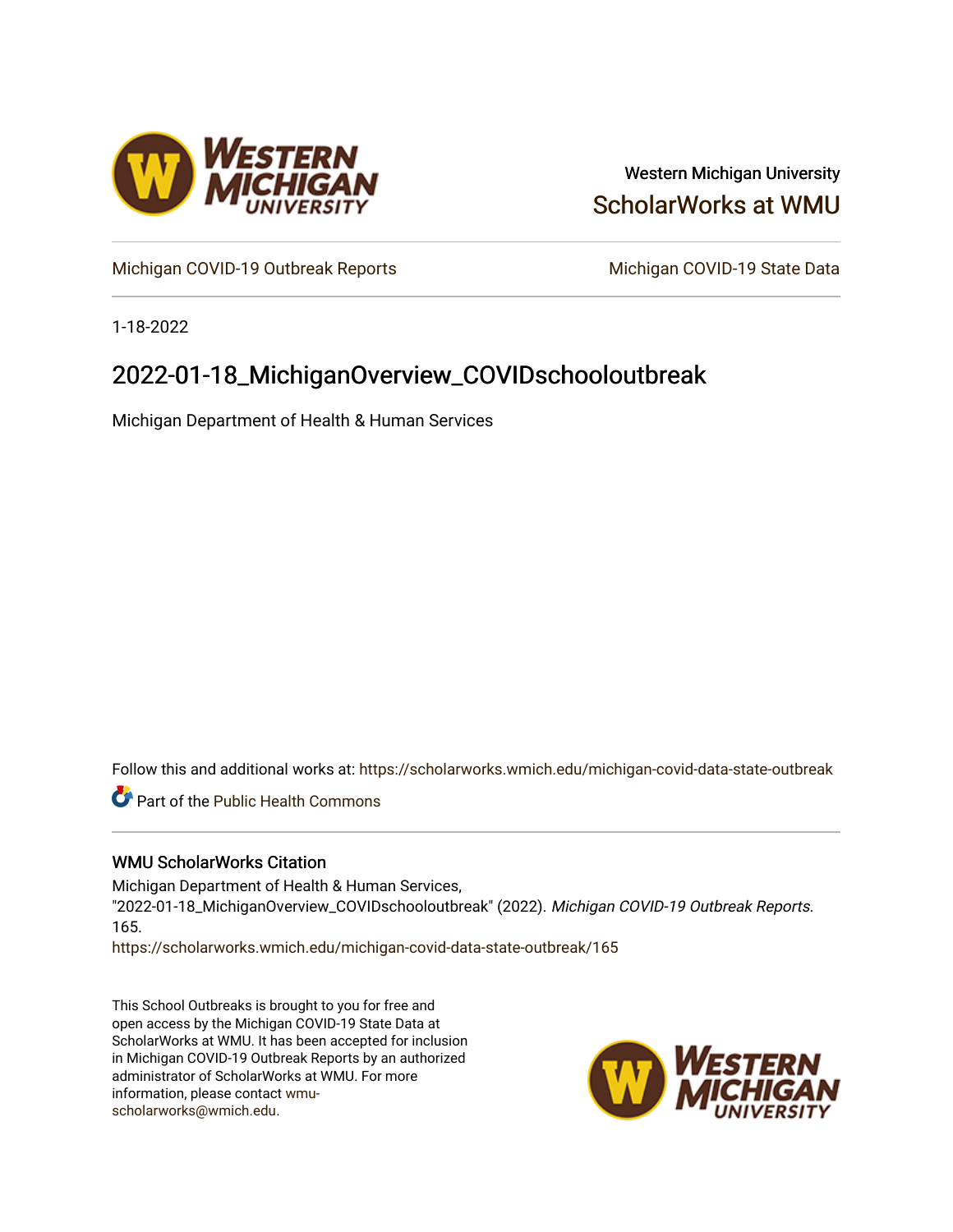Western Michigan University

ScholarWorks at WMU

Michigan COVID-19 Outbreak Reports

Michigan COVID-19 State Data

1-18-2022

# 2022-01-18_MichiganOverview_COVIDschooloutbreak

Michigan Department of Health & Human Services

Follow this and additional works at: https://scholarworks.wmich.edu/michigan-covid-data-state-outbreak

Part of the Public Health Commons

## WMU ScholarWorks Citation

Michigan Department of Health & Human Services, "2022-01-18_MichiganOverview_COVIDschooloutbreak" (2022). *Michigan COVID-19 Outbreak Reports*. 165.
https://scholarworks.wmich.edu/michigan-covid-data-state-outbreak/165

This School Outbreaks is brought to you for free and open access by the Michigan COVID-19 State Data at ScholarWorks at WMU. It has been accepted for inclusion in Michigan COVID-19 Outbreak Reports by an authorized administrator of ScholarWorks at WMU. For more information, please contact wmu-scholarworks@wmich.edu.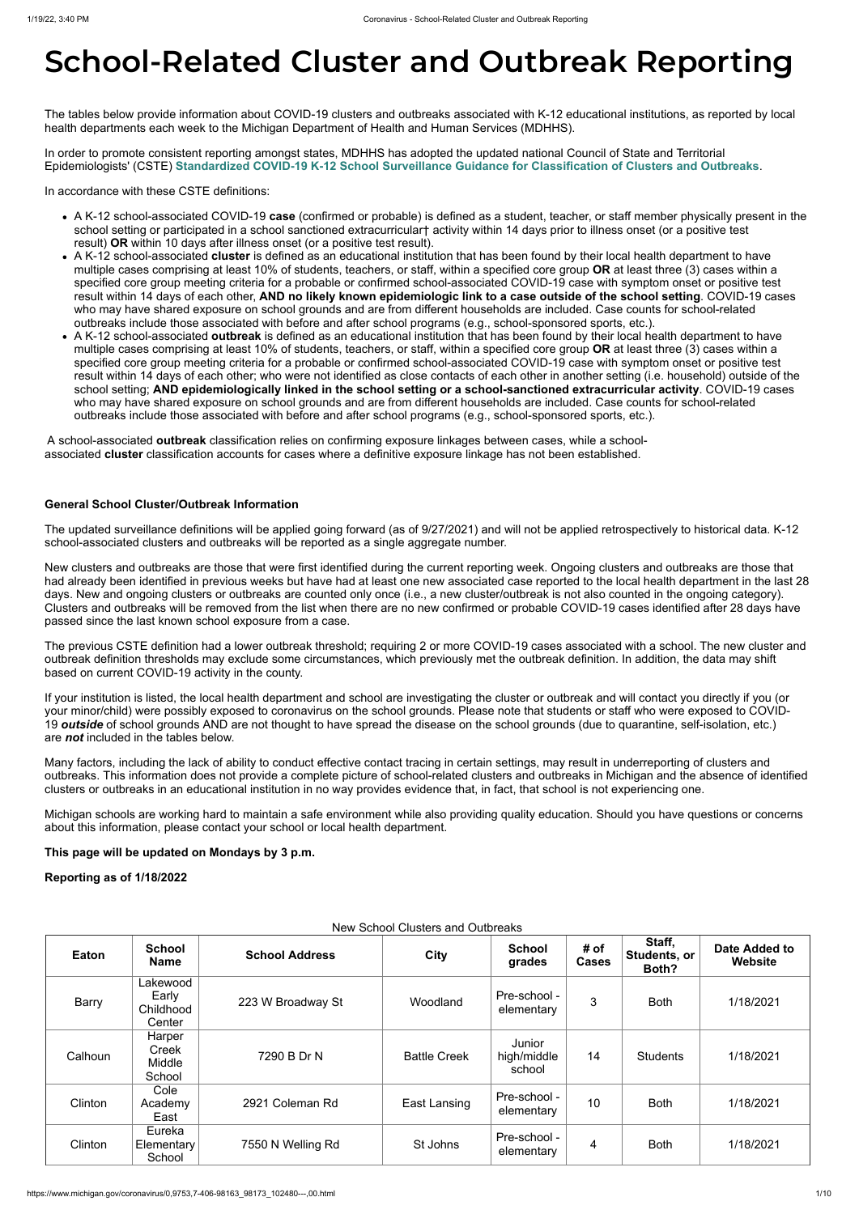# School-Related Cluster and Outbreak Reporting

The tables below provide information about COVID-19 clusters and outbreaks associated with K-12 educational institutions, as reported by local health departments each week to the Michigan Department of Health and Human Services (MDHHS).

In order to promote consistent reporting amongst states, MDHHS has adopted the updated national Council of State and Territorial Epidemiologists' (CSTE) **Standardized COVID-19 K-12 School Surveillance Guidance for Classification of Clusters and Outbreaks**.

In accordance with these CSTE definitions:

- A K-12 school-associated COVID-19 **case** (confirmed or probable) is defined as a student, teacher, or staff member physically present in the school setting or participated in a school sanctioned extracurricular† activity within 14 days prior to illness onset (or a positive test result) **OR** within 10 days after illness onset (or a positive test result).
- A K-12 school-associated **cluster** is defined as an educational institution that has been found by their local health department to have multiple cases comprising at least 10% of students, teachers, or staff, within a specified core group **OR** at least three (3) cases within a specified core group meeting criteria for a probable or confirmed school-associated COVID-19 case with symptom onset or positive test result within 14 days of each other, **AND no likely known epidemiologic link to a case outside of the school setting**. COVID-19 cases who may have shared exposure on school grounds and are from different households are included. Case counts for school-related outbreaks include those associated with before and after school programs (e.g., school-sponsored sports, etc.).
- A K-12 school-associated **outbreak** is defined as an educational institution that has been found by their local health department to have multiple cases comprising at least 10% of students, teachers, or staff, within a specified core group **OR** at least three (3) cases within a specified core group meeting criteria for a probable or confirmed school-associated COVID-19 case with symptom onset or positive test result within 14 days of each other; who were not identified as close contacts of each other in another setting (i.e. household) outside of the school setting; **AND epidemiologically linked in the school setting or a school-sanctioned extracurricular activity**. COVID-19 cases who may have shared exposure on school grounds and are from different households are included. Case counts for school-related outbreaks include those associated with before and after school programs (e.g., school-sponsored sports, etc.).

A school-associated **outbreak** classification relies on confirming exposure linkages between cases, while a school-associated **cluster** classification accounts for cases where a definitive exposure linkage has not been established.

**General School Cluster/Outbreak Information**

The updated surveillance definitions will be applied going forward (as of 9/27/2021) and will not be applied retrospectively to historical data. K-12 school-associated clusters and outbreaks will be reported as a single aggregate number.

New clusters and outbreaks are those that were first identified during the current reporting week. Ongoing clusters and outbreaks are those that had already been identified in previous weeks but have had at least one new associated case reported to the local health department in the last 28 days. New and ongoing clusters or outbreaks are counted only once (i.e., a new cluster/outbreak is not also counted in the ongoing category). Clusters and outbreaks will be removed from the list when there are no new confirmed or probable COVID-19 cases identified after 28 days have passed since the last known school exposure from a case.

The previous CSTE definition had a lower outbreak threshold; requiring 2 or more COVID-19 cases associated with a school. The new cluster and outbreak definition thresholds may exclude some circumstances, which previously met the outbreak definition. In addition, the data may shift based on current COVID-19 activity in the county.

If your institution is listed, the local health department and school are investigating the cluster or outbreak and will contact you directly if you (or your minor/child) were possibly exposed to coronavirus on the school grounds. Please note that students or staff who were exposed to COVID-19 ***outside*** of school grounds AND are not thought to have spread the disease on the school grounds (due to quarantine, self-isolation, etc.) are ***not*** included in the tables below.

Many factors, including the lack of ability to conduct effective contact tracing in certain settings, may result in underreporting of clusters and outbreaks. This information does not provide a complete picture of school-related clusters and outbreaks in Michigan and the absence of identified clusters or outbreaks in an educational institution in no way provides evidence that, in fact, that school is not experiencing one.

Michigan schools are working hard to maintain a safe environment while also providing quality education. Should you have questions or concerns about this information, please contact your school or local health department.

**This page will be updated on Mondays by 3 p.m.**

**Reporting as of 1/18/2022**

New School Clusters and Outbreaks

| Eaton | School Name | School Address | City | School grades | # of Cases | Staff, Students, or Both? | Date Added to Website |
|---|---|---|---|---|---|---|---|
| Barry | Lakewood Early Childhood Center | 223 W Broadway St | Woodland | Pre-school - elementary | 3 | Both | 1/18/2021 |
| Calhoun | Harper Creek Middle School | 7290 B Dr N | Battle Creek | Junior high/middle school | 14 | Students | 1/18/2021 |
| Clinton | Cole Academy East | 2921 Coleman Rd | East Lansing | Pre-school - elementary | 10 | Both | 1/18/2021 |
| Clinton | Eureka Elementary School | 7550 N Welling Rd | St Johns | Pre-school - elementary | 4 | Both | 1/18/2021 |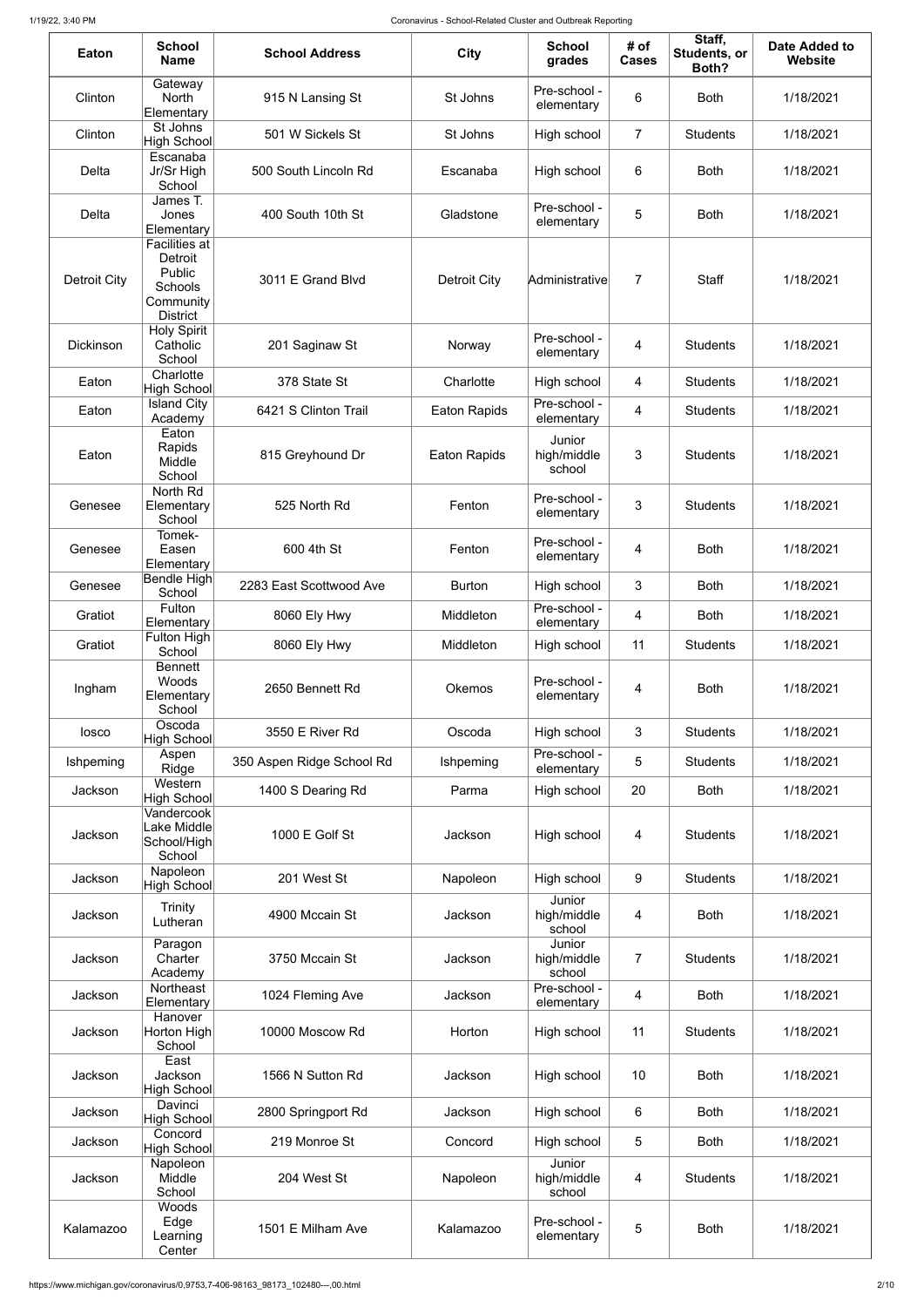| Eaton | School Name | School Address | City | School grades | # of Cases | Staff, Students, or Both? | Date Added to Website |
|---|---|---|---|---|---|---|---|
| Clinton | Gateway North Elementary | 915 N Lansing St | St Johns | Pre-school - elementary | 6 | Both | 1/18/2021 |
| Clinton | St Johns High School | 501 W Sickels St | St Johns | High school | 7 | Students | 1/18/2021 |
| Delta | Escanaba Jr/Sr High School | 500 South Lincoln Rd | Escanaba | High school | 6 | Both | 1/18/2021 |
| Delta | James T. Jones Elementary | 400 South 10th St | Gladstone | Pre-school - elementary | 5 | Both | 1/18/2021 |
| Detroit City | Facilities at Detroit Public Schools Community District | 3011 E Grand Blvd | Detroit City | Administrative | 7 | Staff | 1/18/2021 |
| Dickinson | Holy Spirit Catholic School | 201 Saginaw St | Norway | Pre-school - elementary | 4 | Students | 1/18/2021 |
| Eaton | Charlotte High School | 378 State St | Charlotte | High school | 4 | Students | 1/18/2021 |
| Eaton | Island City Academy | 6421 S Clinton Trail | Eaton Rapids | Pre-school - elementary | 4 | Students | 1/18/2021 |
| Eaton | Eaton Rapids Middle School | 815 Greyhound Dr | Eaton Rapids | Junior high/middle school | 3 | Students | 1/18/2021 |
| Genesee | North Rd Elementary School | 525 North Rd | Fenton | Pre-school - elementary | 3 | Students | 1/18/2021 |
| Genesee | Tomek-Easen Elementary | 600 4th St | Fenton | Pre-school - elementary | 4 | Both | 1/18/2021 |
| Genesee | Bendle High School | 2283 East Scottwood Ave | Burton | High school | 3 | Both | 1/18/2021 |
| Gratiot | Fulton Elementary | 8060 Ely Hwy | Middleton | Pre-school - elementary | 4 | Both | 1/18/2021 |
| Gratiot | Fulton High School | 8060 Ely Hwy | Middleton | High school | 11 | Students | 1/18/2021 |
| Ingham | Bennett Woods Elementary School | 2650 Bennett Rd | Okemos | Pre-school - elementary | 4 | Both | 1/18/2021 |
| Iosco | Oscoda High School | 3550 E River Rd | Oscoda | High school | 3 | Students | 1/18/2021 |
| Ishpeming | Aspen Ridge | 350 Aspen Ridge School Rd | Ishpeming | Pre-school - elementary | 5 | Students | 1/18/2021 |
| Jackson | Western High School | 1400 S Dearing Rd | Parma | High school | 20 | Both | 1/18/2021 |
| Jackson | Vandercook Lake Middle School/High School | 1000 E Golf St | Jackson | High school | 4 | Students | 1/18/2021 |
| Jackson | Napoleon High School | 201 West St | Napoleon | High school | 9 | Students | 1/18/2021 |
| Jackson | Trinity Lutheran | 4900 Mccain St | Jackson | Junior high/middle school | 4 | Both | 1/18/2021 |
| Jackson | Paragon Charter Academy | 3750 Mccain St | Jackson | Junior high/middle school | 7 | Students | 1/18/2021 |
| Jackson | Northeast Elementary | 1024 Fleming Ave | Jackson | Pre-school - elementary | 4 | Both | 1/18/2021 |
| Jackson | Hanover Horton High School | 10000 Moscow Rd | Horton | High school | 11 | Students | 1/18/2021 |
| Jackson | East Jackson High School | 1566 N Sutton Rd | Jackson | High school | 10 | Both | 1/18/2021 |
| Jackson | Davinci High School | 2800 Springport Rd | Jackson | High school | 6 | Both | 1/18/2021 |
| Jackson | Concord High School | 219 Monroe St | Concord | High school | 5 | Both | 1/18/2021 |
| Jackson | Napoleon Middle School | 204 West St | Napoleon | Junior high/middle school | 4 | Students | 1/18/2021 |
| Kalamazoo | Woods Edge Learning Center | 1501 E Milham Ave | Kalamazoo | Pre-school - elementary | 5 | Both | 1/18/2021 |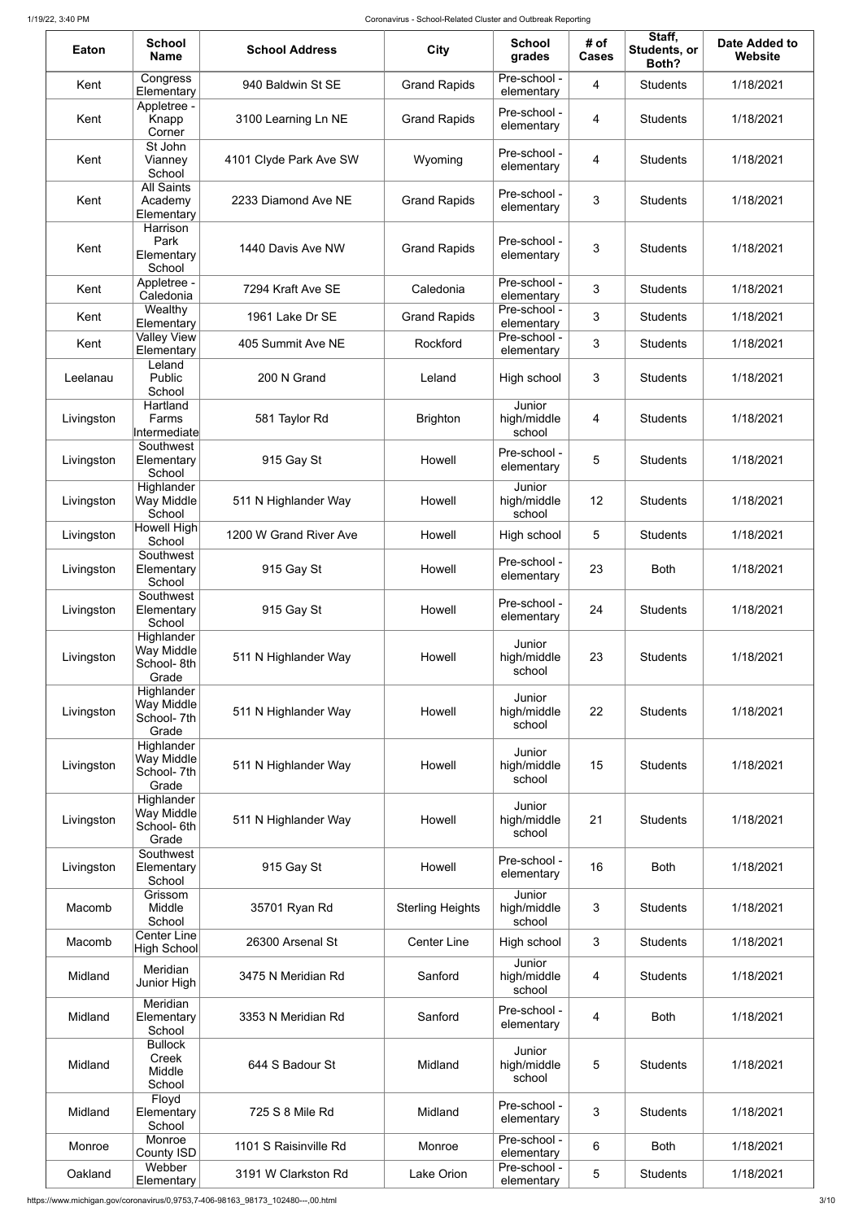| Eaton | School Name | School Address | City | School grades | # of Cases | Staff, Students, or Both? | Date Added to Website |
|---|---|---|---|---|---|---|---|
| Kent | Congress Elementary | 940 Baldwin St SE | Grand Rapids | Pre-school - elementary | 4 | Students | 1/18/2021 |
| Kent | Appletree - Knapp Corner | 3100 Learning Ln NE | Grand Rapids | Pre-school - elementary | 4 | Students | 1/18/2021 |
| Kent | St John Vianney School | 4101 Clyde Park Ave SW | Wyoming | Pre-school - elementary | 4 | Students | 1/18/2021 |
| Kent | All Saints Academy Elementary | 2233 Diamond Ave NE | Grand Rapids | Pre-school - elementary | 3 | Students | 1/18/2021 |
| Kent | Harrison Park Elementary School | 1440 Davis Ave NW | Grand Rapids | Pre-school - elementary | 3 | Students | 1/18/2021 |
| Kent | Appletree - Caledonia | 7294 Kraft Ave SE | Caledonia | Pre-school - elementary | 3 | Students | 1/18/2021 |
| Kent | Wealthy Elementary | 1961 Lake Dr SE | Grand Rapids | Pre-school - elementary | 3 | Students | 1/18/2021 |
| Kent | Valley View Elementary | 405 Summit Ave NE | Rockford | Pre-school - elementary | 3 | Students | 1/18/2021 |
| Leelanau | Leland Public School | 200 N Grand | Leland | High school | 3 | Students | 1/18/2021 |
| Livingston | Hartland Farms Intermediate | 581 Taylor Rd | Brighton | Junior high/middle school | 4 | Students | 1/18/2021 |
| Livingston | Southwest Elementary School | 915 Gay St | Howell | Pre-school - elementary | 5 | Students | 1/18/2021 |
| Livingston | Highlander Way Middle School | 511 N Highlander Way | Howell | Junior high/middle school | 12 | Students | 1/18/2021 |
| Livingston | Howell High School | 1200 W Grand River Ave | Howell | High school | 5 | Students | 1/18/2021 |
| Livingston | Southwest Elementary School | 915 Gay St | Howell | Pre-school - elementary | 23 | Both | 1/18/2021 |
| Livingston | Southwest Elementary School | 915 Gay St | Howell | Pre-school - elementary | 24 | Students | 1/18/2021 |
| Livingston | Highlander Way Middle School- 8th Grade | 511 N Highlander Way | Howell | Junior high/middle school | 23 | Students | 1/18/2021 |
| Livingston | Highlander Way Middle School- 7th Grade | 511 N Highlander Way | Howell | Junior high/middle school | 22 | Students | 1/18/2021 |
| Livingston | Highlander Way Middle School- 7th Grade | 511 N Highlander Way | Howell | Junior high/middle school | 15 | Students | 1/18/2021 |
| Livingston | Highlander Way Middle School- 6th Grade | 511 N Highlander Way | Howell | Junior high/middle school | 21 | Students | 1/18/2021 |
| Livingston | Southwest Elementary School | 915 Gay St | Howell | Pre-school - elementary | 16 | Both | 1/18/2021 |
| Macomb | Grissom Middle School | 35701 Ryan Rd | Sterling Heights | Junior high/middle school | 3 | Students | 1/18/2021 |
| Macomb | Center Line High School | 26300 Arsenal St | Center Line | High school | 3 | Students | 1/18/2021 |
| Midland | Meridian Junior High | 3475 N Meridian Rd | Sanford | Junior high/middle school | 4 | Students | 1/18/2021 |
| Midland | Meridian Elementary School | 3353 N Meridian Rd | Sanford | Pre-school - elementary | 4 | Both | 1/18/2021 |
| Midland | Bullock Creek Middle School | 644 S Badour St | Midland | Junior high/middle school | 5 | Students | 1/18/2021 |
| Midland | Floyd Elementary School | 725 S 8 Mile Rd | Midland | Pre-school - elementary | 3 | Students | 1/18/2021 |
| Monroe | Monroe County ISD | 1101 S Raisinville Rd | Monroe | Pre-school - elementary | 6 | Both | 1/18/2021 |
| Oakland | Webber Elementary | 3191 W Clarkston Rd | Lake Orion | Pre-school - elementary | 5 | Students | 1/18/2021 |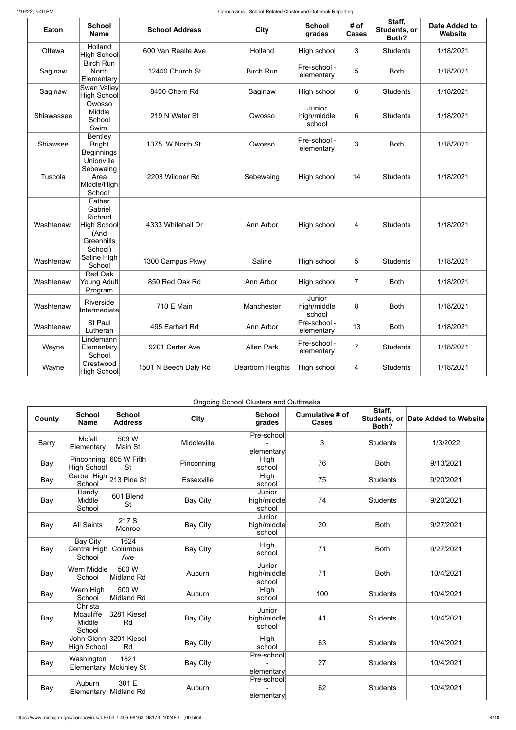| Eaton | School Name | School Address | City | School grades | # of Cases | Staff, Students, or Both? | Date Added to Website |
|---|---|---|---|---|---|---|---|
| Ottawa | Holland High School | 600 Van Raalte Ave | Holland | High school | 3 | Students | 1/18/2021 |
| Saginaw | Birch Run North Elementary | 12440 Church St | Birch Run | Pre-school - elementary | 5 | Both | 1/18/2021 |
| Saginaw | Swan Valley High School | 8400 Ohern Rd | Saginaw | High school | 6 | Students | 1/18/2021 |
| Shiawassee | Owosso Middle School Swim | 219 N Water St | Owosso | Junior high/middle school | 6 | Students | 1/18/2021 |
| Shiawsee | Bentley Bright Beginnings | 1375 W North St | Owosso | Pre-school - elementary | 3 | Both | 1/18/2021 |
| Tuscola | Unionville Sebewaing Area Middle/High School | 2203 Wildner Rd | Sebewaing | High school | 14 | Students | 1/18/2021 |
| Washtenaw | Father Gabriel Richard High School (And Greenhills School) | 4333 Whitehall Dr | Ann Arbor | High school | 4 | Students | 1/18/2021 |
| Washtenaw | Saline High School | 1300 Campus Pkwy | Saline | High school | 5 | Students | 1/18/2021 |
| Washtenaw | Red Oak Young Adult Program | 850 Red Oak Rd | Ann Arbor | High school | 7 | Both | 1/18/2021 |
| Washtenaw | Riverside Intermediate | 710 E Main | Manchester | Junior high/middle school | 8 | Both | 1/18/2021 |
| Washtenaw | St Paul Lutheran | 495 Earhart Rd | Ann Arbor | Pre-school - elementary | 13 | Both | 1/18/2021 |
| Wayne | Lindemann Elementary School | 9201 Carter Ave | Allen Park | Pre-school - elementary | 7 | Students | 1/18/2021 |
| Wayne | Crestwood High School | 1501 N Beech Daly Rd | Dearborn Heights | High school | 4 | Students | 1/18/2021 |

Ongoing School Clusters and Outbreaks

| County | School Name | School Address | City | School grades | Cumulative # of Cases | Staff, Students, or Both? | Date Added to Website |
|---|---|---|---|---|---|---|---|
| Barry | Mcfall Elementary | 509 W Main St | Middleville | Pre-school - elementary | 3 | Students | 1/3/2022 |
| Bay | Pinconning High School | 605 W Fifth St | Pinconning | High school | 76 | Both | 9/13/2021 |
| Bay | Garber High School | 213 Pine St | Essexville | High school | 75 | Students | 9/20/2021 |
| Bay | Handy Middle School | 601 Blend St | Bay City | Junior high/middle school | 74 | Students | 9/20/2021 |
| Bay | All Saints | 217 S Monroe | Bay City | Junior high/middle school | 20 | Both | 9/27/2021 |
| Bay | Bay City Central High School | 1624 Columbus Ave | Bay City | High school | 71 | Both | 9/27/2021 |
| Bay | Wern Middle School | 500 W Midland Rd | Auburn | Junior high/middle school | 71 | Both | 10/4/2021 |
| Bay | Wern High School | 500 W Midland Rd | Auburn | High school | 100 | Students | 10/4/2021 |
| Bay | Christa Mcauliffe Middle School | 3281 Kiesel Rd | Bay City | Junior high/middle school | 41 | Students | 10/4/2021 |
| Bay | John Glenn High School | 3201 Kiesel Rd | Bay City | High school | 63 | Students | 10/4/2021 |
| Bay | Washington Elementary | 1821 Mckinley St | Bay City | Pre-school - elementary | 27 | Students | 10/4/2021 |
| Bay | Auburn Elementary | 301 E Midland Rd | Auburn | Pre-school - elementary | 62 | Students | 10/4/2021 |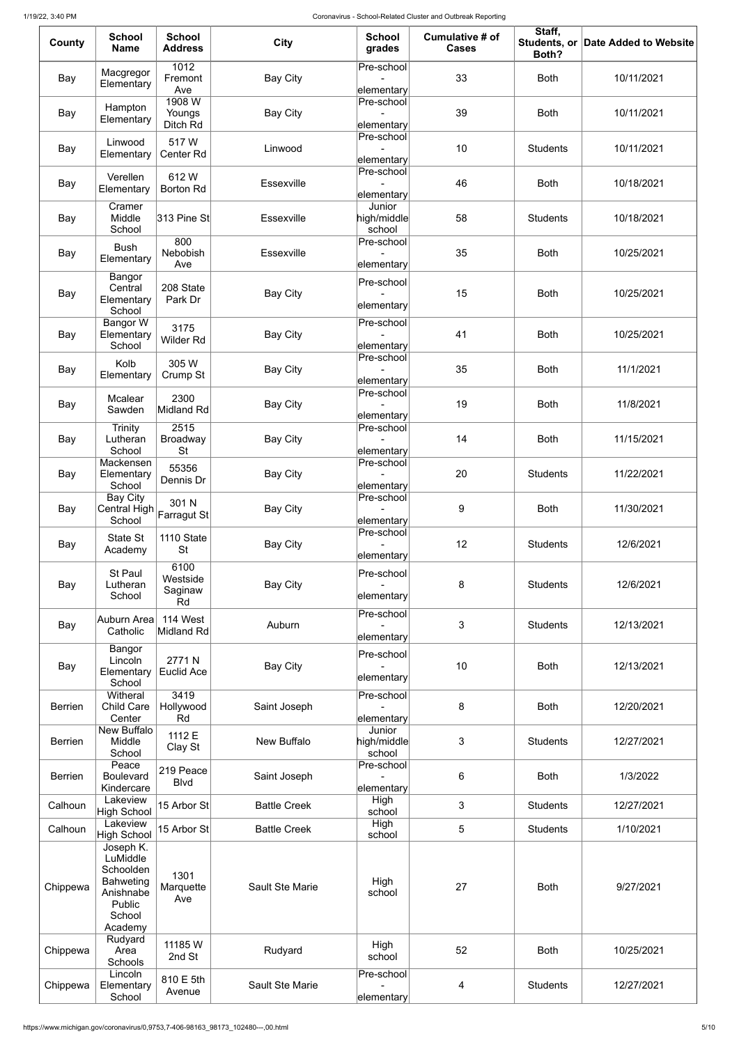| County | School Name | School Address | City | School grades | Cumulative # of Cases | Staff, Students, or Both? | Date Added to Website |
|---|---|---|---|---|---|---|---|
| Bay | Macgregor Elementary | 1012 Fremont Ave | Bay City | Pre-school - elementary | 33 | Both | 10/11/2021 |
| Bay | Hampton Elementary | 1908 W Youngs Ditch Rd | Bay City | Pre-school - elementary | 39 | Both | 10/11/2021 |
| Bay | Linwood Elementary | 517 W Center Rd | Linwood | Pre-school - elementary | 10 | Students | 10/11/2021 |
| Bay | Verellen Elementary | 612 W Borton Rd | Essexville | Pre-school - elementary | 46 | Both | 10/18/2021 |
| Bay | Cramer Middle School | 313 Pine St | Essexville | Junior high/middle school | 58 | Students | 10/18/2021 |
| Bay | Bush Elementary | 800 Nebobish Ave | Essexville | Pre-school - elementary | 35 | Both | 10/25/2021 |
| Bay | Bangor Central Elementary School | 208 State Park Dr | Bay City | Pre-school - elementary | 15 | Both | 10/25/2021 |
| Bay | Bangor W Elementary School | 3175 Wilder Rd | Bay City | Pre-school - elementary | 41 | Both | 10/25/2021 |
| Bay | Kolb Elementary | 305 W Crump St | Bay City | Pre-school - elementary | 35 | Both | 11/1/2021 |
| Bay | Mcalear Sawden | 2300 Midland Rd | Bay City | Pre-school - elementary | 19 | Both | 11/8/2021 |
| Bay | Trinity Lutheran School | 2515 Broadway St | Bay City | Pre-school - elementary | 14 | Both | 11/15/2021 |
| Bay | Mackensen Elementary School | 55356 Dennis Dr | Bay City | Pre-school - elementary | 20 | Students | 11/22/2021 |
| Bay | Bay City Central High School | 301 N Farragut St | Bay City | Pre-school - elementary | 9 | Both | 11/30/2021 |
| Bay | State St Academy | 1110 State St | Bay City | Pre-school - elementary | 12 | Students | 12/6/2021 |
| Bay | St Paul Lutheran School | 6100 Westside Saginaw Rd | Bay City | Pre-school - elementary | 8 | Students | 12/6/2021 |
| Bay | Auburn Area Catholic | 114 West Midland Rd | Auburn | Pre-school - elementary | 3 | Students | 12/13/2021 |
| Bay | Bangor Lincoln Elementary School | 2771 N Euclid Ace | Bay City | Pre-school - elementary | 10 | Both | 12/13/2021 |
| Berrien | Witheral Child Care Center | 3419 Hollywood Rd | Saint Joseph | Pre-school - elementary | 8 | Both | 12/20/2021 |
| Berrien | New Buffalo Middle School | 1112 E Clay St | New Buffalo | Junior high/middle school | 3 | Students | 12/27/2021 |
| Berrien | Peace Boulevard Kindercare | 219 Peace Blvd | Saint Joseph | Pre-school - elementary | 6 | Both | 1/3/2022 |
| Calhoun | Lakeview High School | 15 Arbor St | Battle Creek | High school | 3 | Students | 12/27/2021 |
| Calhoun | Lakeview High School | 15 Arbor St | Battle Creek | High school | 5 | Students | 1/10/2021 |
| Chippewa | Joseph K. LuMiddle Schoolden Bahweting Anishnabe Public School Academy | 1301 Marquette Ave | Sault Ste Marie | High school | 27 | Both | 9/27/2021 |
| Chippewa | Rudyard Area Schools | 11185 W 2nd St | Rudyard | High school | 52 | Both | 10/25/2021 |
| Chippewa | Lincoln Elementary School | 810 E 5th Avenue | Sault Ste Marie | Pre-school - elementary | 4 | Students | 12/27/2021 |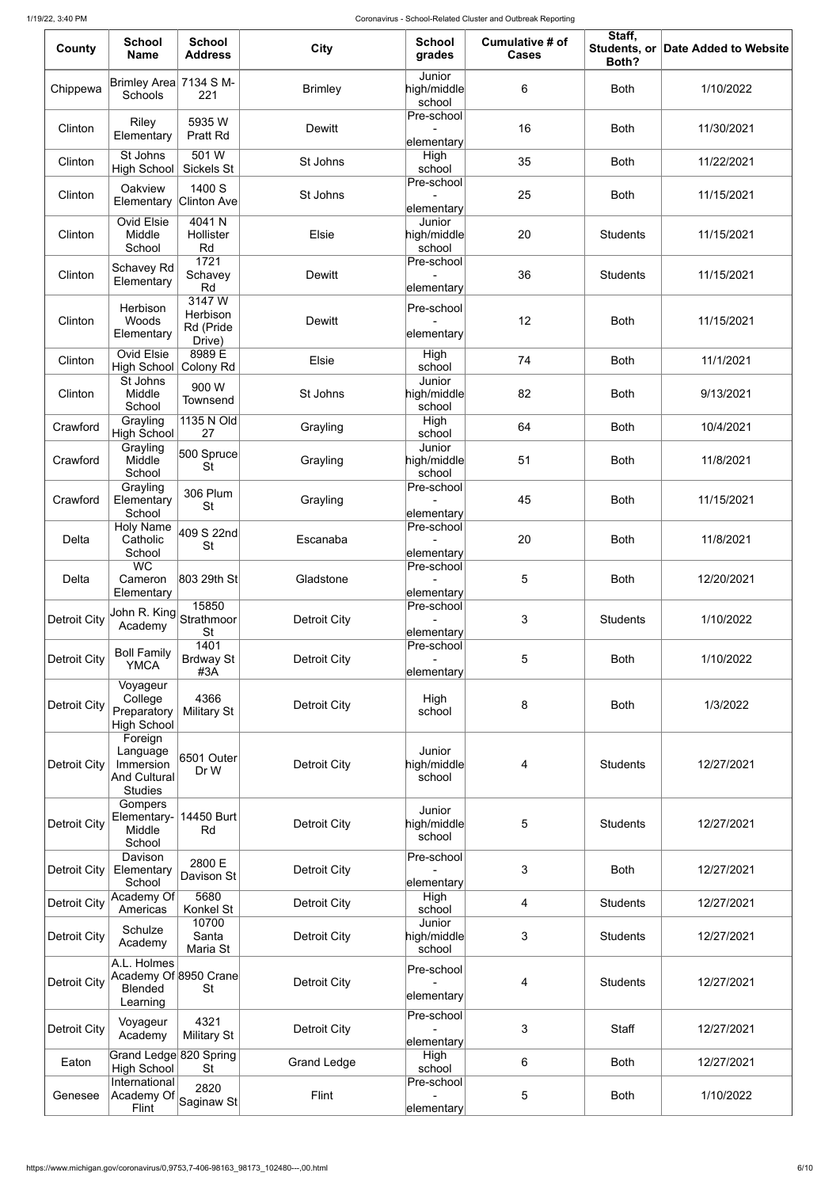| County | School Name | School Address | City | School grades | Cumulative # of Cases | Staff, Students, or Both? | Date Added to Website |
|---|---|---|---|---|---|---|---|
| Chippewa | Brimley Area Schools | 7134 S M-221 | Brimley | Junior high/middle school | 6 | Both | 1/10/2022 |
| Clinton | Riley Elementary | 5935 W Pratt Rd | Dewitt | Pre-school - elementary | 16 | Both | 11/30/2021 |
| Clinton | St Johns High School | 501 W Sickels St | St Johns | High school | 35 | Both | 11/22/2021 |
| Clinton | Oakview Elementary | 1400 S Clinton Ave | St Johns | Pre-school - elementary | 25 | Both | 11/15/2021 |
| Clinton | Ovid Elsie Middle School | 4041 N Hollister Rd | Elsie | Junior high/middle school | 20 | Students | 11/15/2021 |
| Clinton | Schavey Rd Elementary | 1721 Schavey Rd | Dewitt | Pre-school - elementary | 36 | Students | 11/15/2021 |
| Clinton | Herbison Woods Elementary | 3147 W Herbison Rd (Pride Drive) | Dewitt | Pre-school - elementary | 12 | Both | 11/15/2021 |
| Clinton | Ovid Elsie High School | 8989 E Colony Rd | Elsie | High school | 74 | Both | 11/1/2021 |
| Clinton | St Johns Middle School | 900 W Townsend | St Johns | Junior high/middle school | 82 | Both | 9/13/2021 |
| Crawford | Grayling High School | 1135 N Old 27 | Grayling | High school | 64 | Both | 10/4/2021 |
| Crawford | Grayling Middle School | 500 Spruce St | Grayling | Junior high/middle school | 51 | Both | 11/8/2021 |
| Crawford | Grayling Elementary School | 306 Plum St | Grayling | Pre-school - elementary | 45 | Both | 11/15/2021 |
| Delta | Holy Name Catholic School | 409 S 22nd St | Escanaba | Pre-school - elementary | 20 | Both | 11/8/2021 |
| Delta | WC Cameron Elementary | 803 29th St | Gladstone | Pre-school - elementary | 5 | Both | 12/20/2021 |
| Detroit City | John R. King Academy | 15850 Strathmoor St | Detroit City | Pre-school - elementary | 3 | Students | 1/10/2022 |
| Detroit City | Boll Family YMCA | 1401 Brdway St #3A | Detroit City | Pre-school - elementary | 5 | Both | 1/10/2022 |
| Detroit City | Voyageur College Preparatory High School | 4366 Military St | Detroit City | High school | 8 | Both | 1/3/2022 |
| Detroit City | Foreign Language Immersion And Cultural Studies | 6501 Outer Dr W | Detroit City | Junior high/middle school | 4 | Students | 12/27/2021 |
| Detroit City | Gompers Elementary-Middle School | 14450 Burt Rd | Detroit City | Junior high/middle school | 5 | Students | 12/27/2021 |
| Detroit City | Davison Elementary School | 2800 E Davison St | Detroit City | Pre-school - elementary | 3 | Both | 12/27/2021 |
| Detroit City | Academy Of Americas | 5680 Konkel St | Detroit City | High school | 4 | Students | 12/27/2021 |
| Detroit City | Schulze Academy | 10700 Santa Maria St | Detroit City | Junior high/middle school | 3 | Students | 12/27/2021 |
| Detroit City | A.L. Holmes Academy Of Blended Learning | 8950 Crane St | Detroit City | Pre-school - elementary | 4 | Students | 12/27/2021 |
| Detroit City | Voyageur Academy | 4321 Military St | Detroit City | Pre-school - elementary | 3 | Staff | 12/27/2021 |
| Eaton | Grand Ledge High School | 820 Spring St | Grand Ledge | High school | 6 | Both | 12/27/2021 |
| Genesee | International Academy Of Flint | 2820 Saginaw St | Flint | Pre-school - elementary | 5 | Both | 1/10/2022 |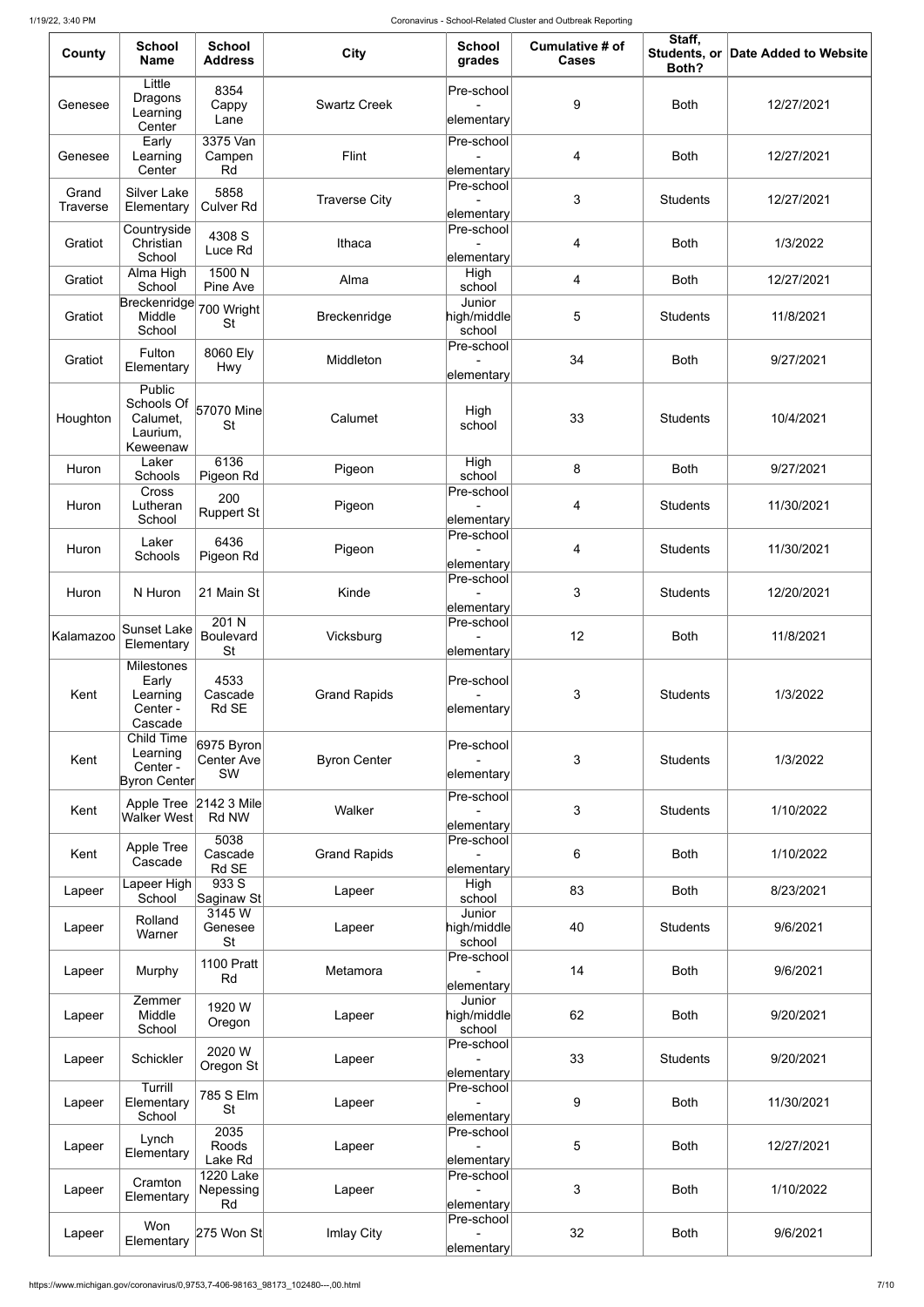| County | School Name | School Address | City | School grades | Cumulative # of Cases | Staff, Students, or Both? | Date Added to Website |
|---|---|---|---|---|---|---|---|
| Genesee | Little Dragons Learning Center | 8354 Cappy Lane | Swartz Creek | Pre-school - elementary | 9 | Both | 12/27/2021 |
| Genesee | Early Learning Center | 3375 Van Campen Rd | Flint | Pre-school - elementary | 4 | Both | 12/27/2021 |
| Grand Traverse | Silver Lake Elementary | 5858 Culver Rd | Traverse City | Pre-school - elementary | 3 | Students | 12/27/2021 |
| Gratiot | Countryside Christian School | 4308 S Luce Rd | Ithaca | Pre-school - elementary | 4 | Both | 1/3/2022 |
| Gratiot | Alma High School | 1500 N Pine Ave | Alma | High school | 4 | Both | 12/27/2021 |
| Gratiot | Breckenridge Middle School | 700 Wright St | Breckenridge | Junior high/middle school | 5 | Students | 11/8/2021 |
| Gratiot | Fulton Elementary | 8060 Ely Hwy | Middleton | Pre-school - elementary | 34 | Both | 9/27/2021 |
| Houghton | Public Schools Of Calumet, Laurium, Keweenaw | 57070 Mine St | Calumet | High school | 33 | Students | 10/4/2021 |
| Huron | Laker Schools | 6136 Pigeon Rd | Pigeon | High school | 8 | Both | 9/27/2021 |
| Huron | Cross Lutheran School | 200 Ruppert St | Pigeon | Pre-school - elementary | 4 | Students | 11/30/2021 |
| Huron | Laker Schools | 6436 Pigeon Rd | Pigeon | Pre-school - elementary | 4 | Students | 11/30/2021 |
| Huron | N Huron | 21 Main St | Kinde | Pre-school - elementary | 3 | Students | 12/20/2021 |
| Kalamazoo | Sunset Lake Elementary | 201 N Boulevard St | Vicksburg | Pre-school - elementary | 12 | Both | 11/8/2021 |
| Kent | Milestones Early Learning Center - Cascade | 4533 Cascade Rd SE | Grand Rapids | Pre-school - elementary | 3 | Students | 1/3/2022 |
| Kent | Child Time Learning Center - Byron Center | 6975 Byron Center Ave SW | Byron Center | Pre-school - elementary | 3 | Students | 1/3/2022 |
| Kent | Apple Tree Walker West | 2142 3 Mile Rd NW | Walker | Pre-school - elementary | 3 | Students | 1/10/2022 |
| Kent | Apple Tree Cascade | 5038 Cascade Rd SE | Grand Rapids | Pre-school - elementary | 6 | Both | 1/10/2022 |
| Lapeer | Lapeer High School | 933 S Saginaw St | Lapeer | High school | 83 | Both | 8/23/2021 |
| Lapeer | Rolland Warner | 3145 W Genesee St | Lapeer | Junior high/middle school | 40 | Students | 9/6/2021 |
| Lapeer | Murphy | 1100 Pratt Rd | Metamora | Pre-school - elementary | 14 | Both | 9/6/2021 |
| Lapeer | Zemmer Middle School | 1920 W Oregon | Lapeer | Junior high/middle school | 62 | Both | 9/20/2021 |
| Lapeer | Schickler | 2020 W Oregon St | Lapeer | Pre-school - elementary | 33 | Students | 9/20/2021 |
| Lapeer | Turrill Elementary School | 785 S Elm St | Lapeer | Pre-school - elementary | 9 | Both | 11/30/2021 |
| Lapeer | Lynch Elementary | 2035 Roods Lake Rd | Lapeer | Pre-school - elementary | 5 | Both | 12/27/2021 |
| Lapeer | Cramton Elementary | 1220 Lake Nepessing Rd | Lapeer | Pre-school - elementary | 3 | Both | 1/10/2022 |
| Lapeer | Won Elementary | 275 Won St | Imlay City | Pre-school - elementary | 32 | Both | 9/6/2021 |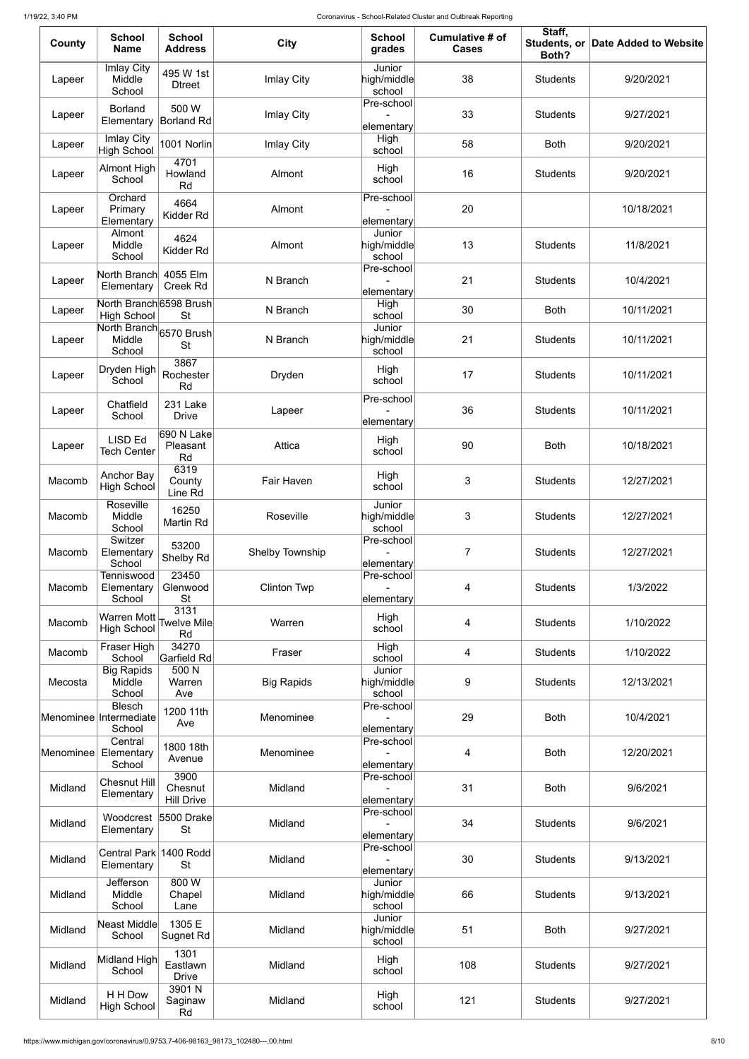| County | School Name | School Address | City | School grades | Cumulative # of Cases | Staff, Students, or Both? | Date Added to Website |
|---|---|---|---|---|---|---|---|
| Lapeer | Imlay City Middle School | 495 W 1st Dtreet | Imlay City | Junior high/middle school | 38 | Students | 9/20/2021 |
| Lapeer | Borland Elementary | 500 W Borland Rd | Imlay City | Pre-school - elementary | 33 | Students | 9/27/2021 |
| Lapeer | Imlay City High School | 1001 Norlin | Imlay City | High school | 58 | Both | 9/20/2021 |
| Lapeer | Almont High School | 4701 Howland Rd | Almont | High school | 16 | Students | 9/20/2021 |
| Lapeer | Orchard Primary Elementary | 4664 Kidder Rd | Almont | Pre-school - elementary | 20 | | 10/18/2021 |
| Lapeer | Almont Middle School | 4624 Kidder Rd | Almont | Junior high/middle school | 13 | Students | 11/8/2021 |
| Lapeer | North Branch Elementary | 4055 Elm Creek Rd | N Branch | Pre-school - elementary | 21 | Students | 10/4/2021 |
| Lapeer | North Branch High School | 6598 Brush St | N Branch | High school | 30 | Both | 10/11/2021 |
| Lapeer | North Branch Middle School | 6570 Brush St | N Branch | Junior high/middle school | 21 | Students | 10/11/2021 |
| Lapeer | Dryden High School | 3867 Rochester Rd | Dryden | High school | 17 | Students | 10/11/2021 |
| Lapeer | Chatfield School | 231 Lake Drive | Lapeer | Pre-school - elementary | 36 | Students | 10/11/2021 |
| Lapeer | LISD Ed Tech Center | 690 N Lake Pleasant Rd | Attica | High school | 90 | Both | 10/18/2021 |
| Macomb | Anchor Bay High School | 6319 County Line Rd | Fair Haven | High school | 3 | Students | 12/27/2021 |
| Macomb | Roseville Middle School | 16250 Martin Rd | Roseville | Junior high/middle school | 3 | Students | 12/27/2021 |
| Macomb | Switzer Elementary School | 53200 Shelby Rd | Shelby Township | Pre-school - elementary | 7 | Students | 12/27/2021 |
| Macomb | Tenniswood Elementary School | 23450 Glenwood St | Clinton Twp | Pre-school - elementary | 4 | Students | 1/3/2022 |
| Macomb | Warren Mott High School | 3131 Twelve Mile Rd | Warren | High school | 4 | Students | 1/10/2022 |
| Macomb | Fraser High School | 34270 Garfield Rd | Fraser | High school | 4 | Students | 1/10/2022 |
| Mecosta | Big Rapids Middle School | 500 N Warren Ave | Big Rapids | Junior high/middle school | 9 | Students | 12/13/2021 |
| Menominee | Blesch Intermediate School | 1200 11th Ave | Menominee | Pre-school - elementary | 29 | Both | 10/4/2021 |
| Menominee | Central Elementary School | 1800 18th Avenue | Menominee | Pre-school - elementary | 4 | Both | 12/20/2021 |
| Midland | Chesnut Hill Elementary | 3900 Chesnut Hill Drive | Midland | Pre-school - elementary | 31 | Both | 9/6/2021 |
| Midland | Woodcrest Elementary | 5500 Drake St | Midland | Pre-school - elementary | 34 | Students | 9/6/2021 |
| Midland | Central Park Elementary | 1400 Rodd St | Midland | Pre-school - elementary | 30 | Students | 9/13/2021 |
| Midland | Jefferson Middle School | 800 W Chapel Lane | Midland | Junior high/middle school | 66 | Students | 9/13/2021 |
| Midland | Neast Middle School | 1305 E Sugnet Rd | Midland | Junior high/middle school | 51 | Both | 9/27/2021 |
| Midland | Midland High School | 1301 Eastlawn Drive | Midland | High school | 108 | Students | 9/27/2021 |
| Midland | H H Dow High School | 3901 N Saginaw Rd | Midland | High school | 121 | Students | 9/27/2021 |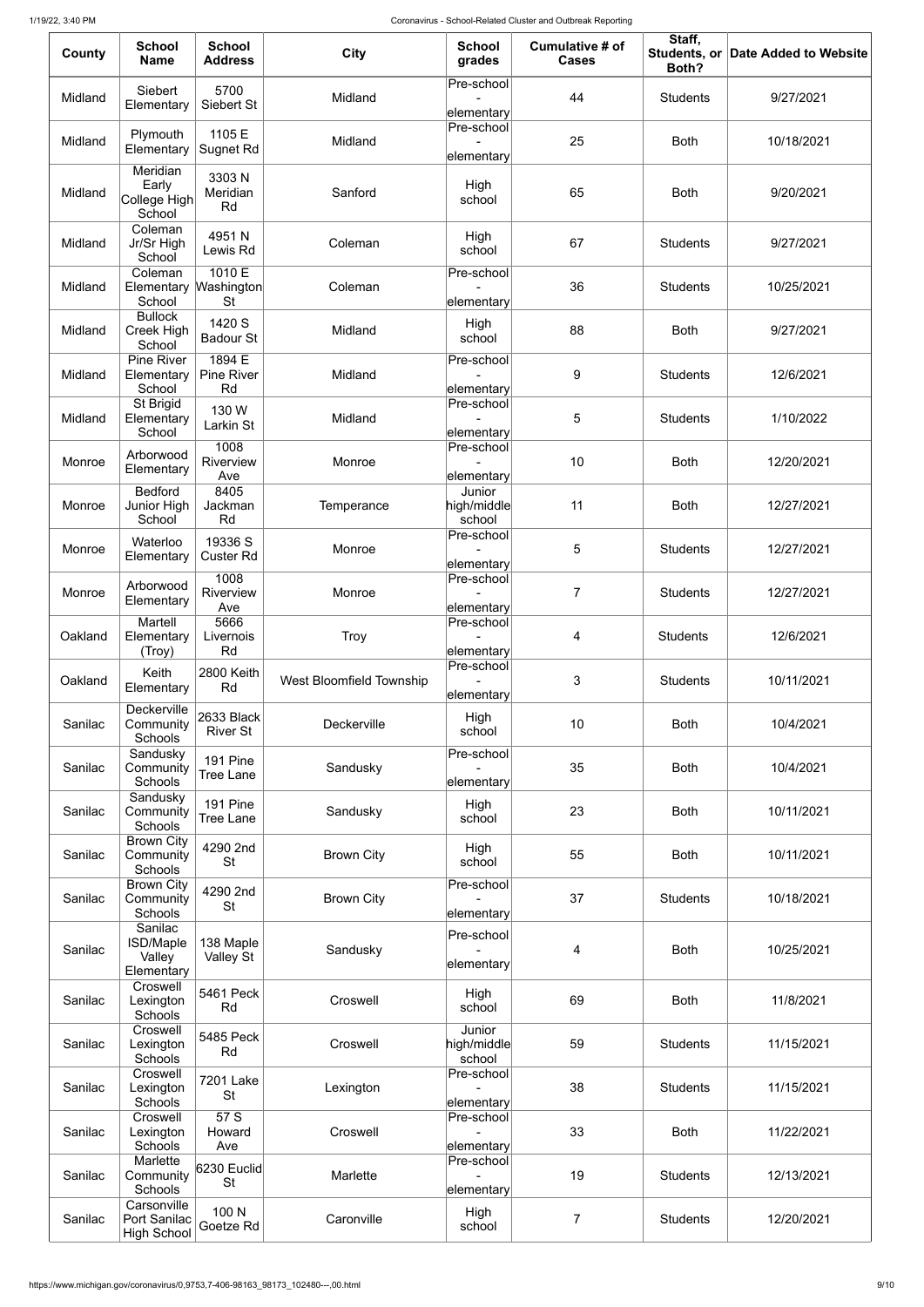| County | School Name | School Address | City | School grades | Cumulative # of Cases | Staff, Students, or Both? | Date Added to Website |
|---|---|---|---|---|---|---|---|
| Midland | Siebert Elementary | 5700 Siebert St | Midland | Pre-school - elementary | 44 | Students | 9/27/2021 |
| Midland | Plymouth Elementary | 1105 E Sugnet Rd | Midland | Pre-school - elementary | 25 | Both | 10/18/2021 |
| Midland | Meridian Early College High School | 3303 N Meridian Rd | Sanford | High school | 65 | Both | 9/20/2021 |
| Midland | Coleman Jr/Sr High School | 4951 N Lewis Rd | Coleman | High school | 67 | Students | 9/27/2021 |
| Midland | Coleman Elementary School | 1010 E Washington St | Coleman | Pre-school - elementary | 36 | Students | 10/25/2021 |
| Midland | Bullock Creek High School | 1420 S Badour St | Midland | High school | 88 | Both | 9/27/2021 |
| Midland | Pine River Elementary School | 1894 E Pine River Rd | Midland | Pre-school - elementary | 9 | Students | 12/6/2021 |
| Midland | St Brigid Elementary School | 130 W Larkin St | Midland | Pre-school - elementary | 5 | Students | 1/10/2022 |
| Monroe | Arborwood Elementary | 1008 Riverview Ave | Monroe | Pre-school - elementary | 10 | Both | 12/20/2021 |
| Monroe | Bedford Junior High School | 8405 Jackman Rd | Temperance | Junior high/middle school | 11 | Both | 12/27/2021 |
| Monroe | Waterloo Elementary | 19336 S Custer Rd | Monroe | Pre-school - elementary | 5 | Students | 12/27/2021 |
| Monroe | Arborwood Elementary | 1008 Riverview Ave | Monroe | Pre-school - elementary | 7 | Students | 12/27/2021 |
| Oakland | Martell Elementary (Troy) | 5666 Livernois Rd | Troy | Pre-school - elementary | 4 | Students | 12/6/2021 |
| Oakland | Keith Elementary | 2800 Keith Rd | West Bloomfield Township | Pre-school - elementary | 3 | Students | 10/11/2021 |
| Sanilac | Deckerville Community Schools | 2633 Black River St | Deckerville | High school | 10 | Both | 10/4/2021 |
| Sanilac | Sandusky Community Schools | 191 Pine Tree Lane | Sandusky | Pre-school - elementary | 35 | Both | 10/4/2021 |
| Sanilac | Sandusky Community Schools | 191 Pine Tree Lane | Sandusky | High school | 23 | Both | 10/11/2021 |
| Sanilac | Brown City Community Schools | 4290 2nd St | Brown City | High school | 55 | Both | 10/11/2021 |
| Sanilac | Brown City Community Schools | 4290 2nd St | Brown City | Pre-school - elementary | 37 | Students | 10/18/2021 |
| Sanilac | Sanilac ISD/Maple Valley Elementary | 138 Maple Valley St | Sandusky | Pre-school - elementary | 4 | Both | 10/25/2021 |
| Sanilac | Croswell Lexington Schools | 5461 Peck Rd | Croswell | High school | 69 | Both | 11/8/2021 |
| Sanilac | Croswell Lexington Schools | 5485 Peck Rd | Croswell | Junior high/middle school | 59 | Students | 11/15/2021 |
| Sanilac | Croswell Lexington Schools | 7201 Lake St | Lexington | Pre-school - elementary | 38 | Students | 11/15/2021 |
| Sanilac | Croswell Lexington Schools | 57 S Howard Ave | Croswell | Pre-school - elementary | 33 | Both | 11/22/2021 |
| Sanilac | Marlette Community Schools | 6230 Euclid St | Marlette | Pre-school - elementary | 19 | Students | 12/13/2021 |
| Sanilac | Carsonville Port Sanilac High School | 100 N Goetze Rd | Caronville | High school | 7 | Students | 12/20/2021 |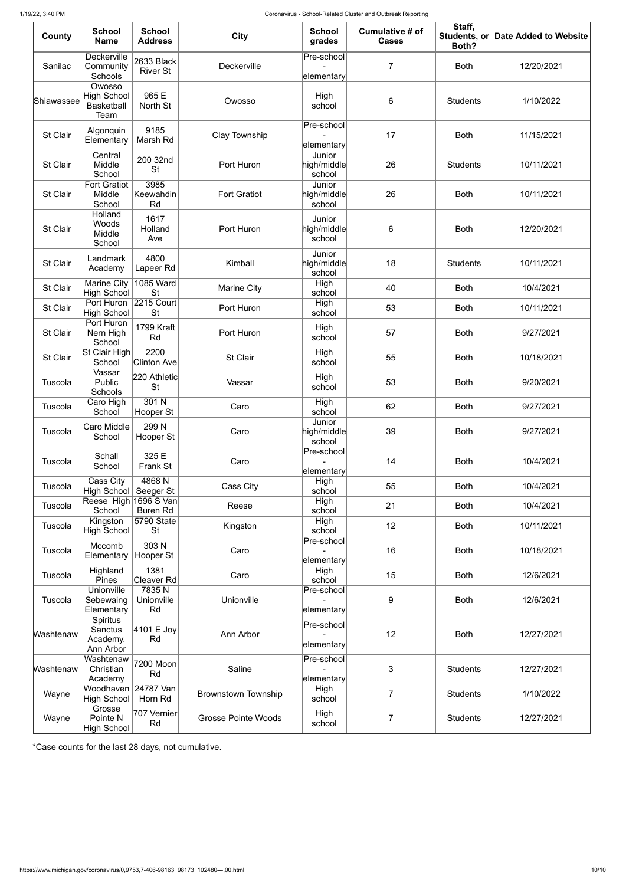| County | School Name | School Address | City | School grades | Cumulative # of Cases | Staff, Students, or Both? | Date Added to Website |
|---|---|---|---|---|---|---|---|
| Sanilac | Deckerville Community Schools | 2633 Black River St | Deckerville | Pre-school - elementary | 7 | Both | 12/20/2021 |
| Shiawassee | Owosso High School Basketball Team | 965 E North St | Owosso | High school | 6 | Students | 1/10/2022 |
| St Clair | Algonquin Elementary | 9185 Marsh Rd | Clay Township | Pre-school - elementary | 17 | Both | 11/15/2021 |
| St Clair | Central Middle School | 200 32nd St | Port Huron | Junior high/middle school | 26 | Students | 10/11/2021 |
| St Clair | Fort Gratiot Middle School | 3985 Keewahdin Rd | Fort Gratiot | Junior high/middle school | 26 | Both | 10/11/2021 |
| St Clair | Holland Woods Middle School | 1617 Holland Ave | Port Huron | Junior high/middle school | 6 | Both | 12/20/2021 |
| St Clair | Landmark Academy | 4800 Lapeer Rd | Kimball | Junior high/middle school | 18 | Students | 10/11/2021 |
| St Clair | Marine City High School | 1085 Ward St | Marine City | High school | 40 | Both | 10/4/2021 |
| St Clair | Port Huron High School | 2215 Court St | Port Huron | High school | 53 | Both | 10/11/2021 |
| St Clair | Port Huron Nern High School | 1799 Kraft Rd | Port Huron | High school | 57 | Both | 9/27/2021 |
| St Clair | St Clair High School | 2200 Clinton Ave | St Clair | High school | 55 | Both | 10/18/2021 |
| Tuscola | Vassar Public Schools | 220 Athletic St | Vassar | High school | 53 | Both | 9/20/2021 |
| Tuscola | Caro High School | 301 N Hooper St | Caro | High school | 62 | Both | 9/27/2021 |
| Tuscola | Caro Middle School | 299 N Hooper St | Caro | Junior high/middle school | 39 | Both | 9/27/2021 |
| Tuscola | Schall School | 325 E Frank St | Caro | Pre-school - elementary | 14 | Both | 10/4/2021 |
| Tuscola | Cass City High School | 4868 N Seeger St | Cass City | High school | 55 | Both | 10/4/2021 |
| Tuscola | Reese High School | 1696 S Van Buren Rd | Reese | High school | 21 | Both | 10/4/2021 |
| Tuscola | Kingston High School | 5790 State St | Kingston | High school | 12 | Both | 10/11/2021 |
| Tuscola | Mccomb Elementary | 303 N Hooper St | Caro | Pre-school - elementary | 16 | Both | 10/18/2021 |
| Tuscola | Highland Pines | 1381 Cleaver Rd | Caro | High school | 15 | Both | 12/6/2021 |
| Tuscola | Unionville Sebewaing Elementary | 7835 N Unionville Rd | Unionville | Pre-school - elementary | 9 | Both | 12/6/2021 |
| Washtenaw | Spiritus Sanctus Academy, Ann Arbor | 4101 E Joy Rd | Ann Arbor | Pre-school - elementary | 12 | Both | 12/27/2021 |
| Washtenaw | Washtenaw Christian Academy | 7200 Moon Rd | Saline | Pre-school - elementary | 3 | Students | 12/27/2021 |
| Wayne | Woodhaven High School | 24787 Van Horn Rd | Brownstown Township | High school | 7 | Students | 1/10/2022 |
| Wayne | Grosse Pointe N High School | 707 Vernier Rd | Grosse Pointe Woods | High school | 7 | Students | 12/27/2021 |

*Case counts for the last 28 days, not cumulative.